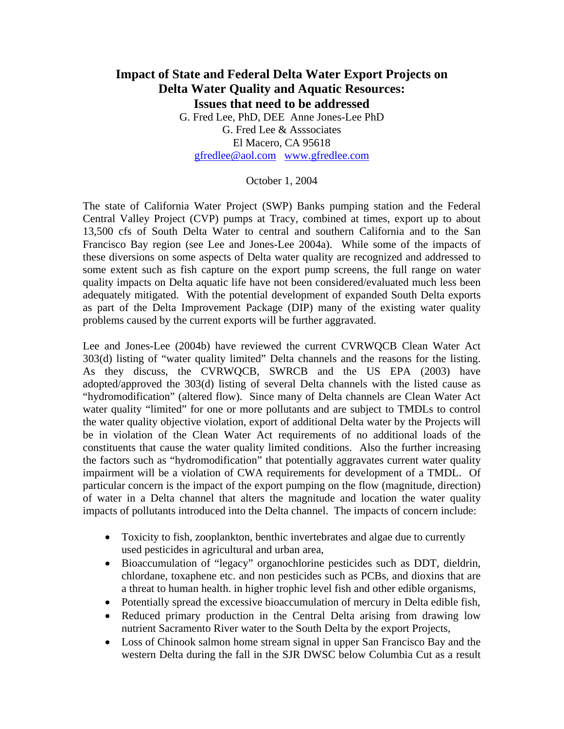# Impact of State and Federal Delta Water Export Projects on Delta Water Quality and Aquatic Resources: Issues that need to be addressed

G. Fred Lee, PhD, DEE Anne Jones-Lee PhD
G. Fred Lee & Asssociates
El Macero, CA 95618
gfredlee@aol.com www.gfredlee.com

October 1, 2004

The state of California Water Project (SWP) Banks pumping station and the Federal Central Valley Project (CVP) pumps at Tracy, combined at times, export up to about 13,500 cfs of South Delta Water to central and southern California and to the San Francisco Bay region (see Lee and Jones-Lee 2004a). While some of the impacts of these diversions on some aspects of Delta water quality are recognized and addressed to some extent such as fish capture on the export pump screens, the full range on water quality impacts on Delta aquatic life have not been considered/evaluated much less been adequately mitigated. With the potential development of expanded South Delta exports as part of the Delta Improvement Package (DIP) many of the existing water quality problems caused by the current exports will be further aggravated.

Lee and Jones-Lee (2004b) have reviewed the current CVRWQCB Clean Water Act 303(d) listing of "water quality limited" Delta channels and the reasons for the listing. As they discuss, the CVRWQCB, SWRCB and the US EPA (2003) have adopted/approved the 303(d) listing of several Delta channels with the listed cause as "hydromodification" (altered flow). Since many of Delta channels are Clean Water Act water quality "limited" for one or more pollutants and are subject to TMDLs to control the water quality objective violation, export of additional Delta water by the Projects will be in violation of the Clean Water Act requirements of no additional loads of the constituents that cause the water quality limited conditions. Also the further increasing the factors such as "hydromodification" that potentially aggravates current water quality impairment will be a violation of CWA requirements for development of a TMDL. Of particular concern is the impact of the export pumping on the flow (magnitude, direction) of water in a Delta channel that alters the magnitude and location the water quality impacts of pollutants introduced into the Delta channel. The impacts of concern include:

- Toxicity to fish, zooplankton, benthic invertebrates and algae due to currently used pesticides in agricultural and urban area,
- Bioaccumulation of "legacy" organochlorine pesticides such as DDT, dieldrin, chlordane, toxaphene etc. and non pesticides such as PCBs, and dioxins that are a threat to human health. in higher trophic level fish and other edible organisms,
- Potentially spread the excessive bioaccumulation of mercury in Delta edible fish,
- Reduced primary production in the Central Delta arising from drawing low nutrient Sacramento River water to the South Delta by the export Projects,
- Loss of Chinook salmon home stream signal in upper San Francisco Bay and the western Delta during the fall in the SJR DWSC below Columbia Cut as a result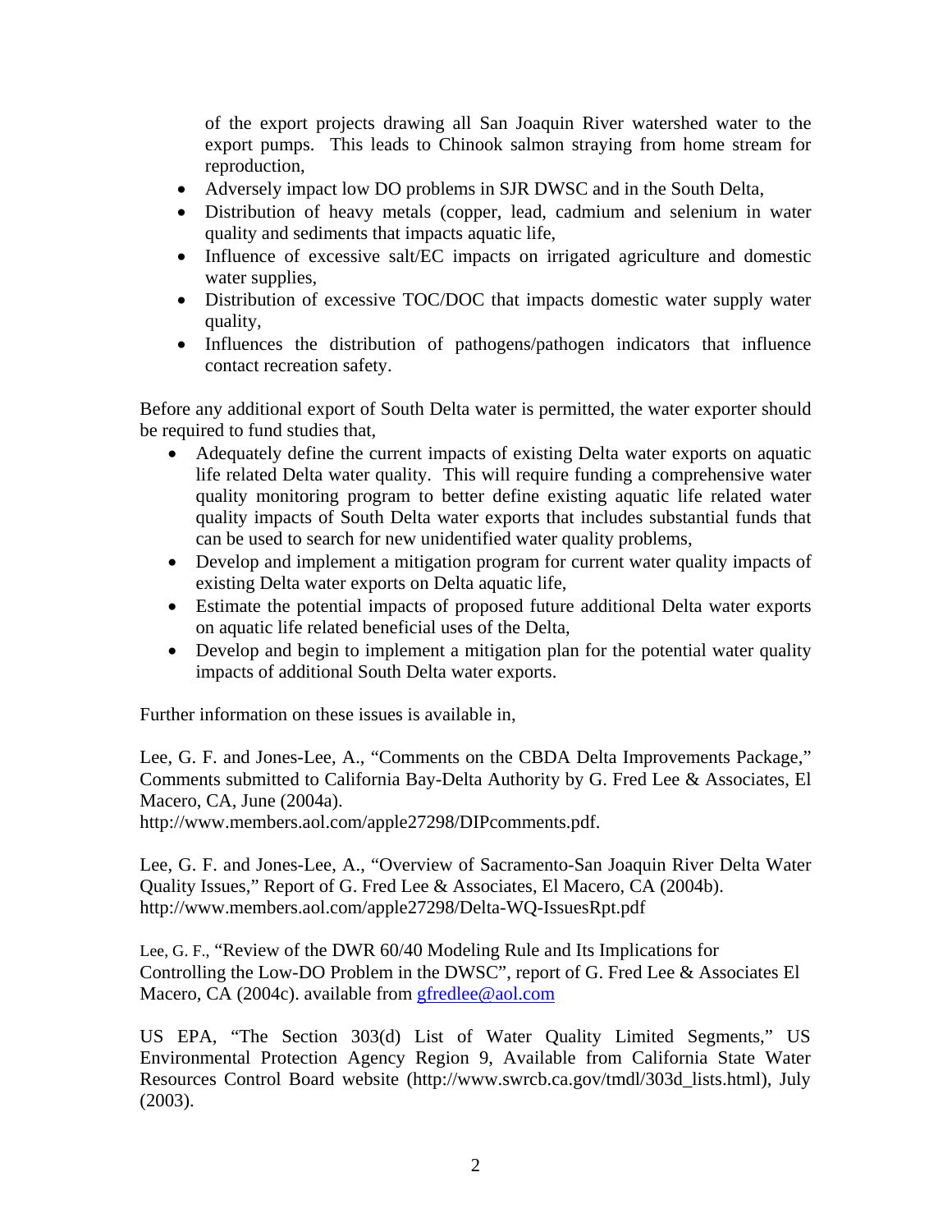of the export projects drawing all San Joaquin River watershed water to the export pumps. This leads to Chinook salmon straying from home stream for reproduction,

- Adversely impact low DO problems in SJR DWSC and in the South Delta,
- Distribution of heavy metals (copper, lead, cadmium and selenium in water quality and sediments that impacts aquatic life,
- Influence of excessive salt/EC impacts on irrigated agriculture and domestic water supplies,
- Distribution of excessive TOC/DOC that impacts domestic water supply water quality,
- Influences the distribution of pathogens/pathogen indicators that influence contact recreation safety.

Before any additional export of South Delta water is permitted, the water exporter should be required to fund studies that,

- Adequately define the current impacts of existing Delta water exports on aquatic life related Delta water quality. This will require funding a comprehensive water quality monitoring program to better define existing aquatic life related water quality impacts of South Delta water exports that includes substantial funds that can be used to search for new unidentified water quality problems,
- Develop and implement a mitigation program for current water quality impacts of existing Delta water exports on Delta aquatic life,
- Estimate the potential impacts of proposed future additional Delta water exports on aquatic life related beneficial uses of the Delta,
- Develop and begin to implement a mitigation plan for the potential water quality impacts of additional South Delta water exports.

Further information on these issues is available in,

Lee, G. F. and Jones-Lee, A., "Comments on the CBDA Delta Improvements Package," Comments submitted to California Bay-Delta Authority by G. Fred Lee & Associates, El Macero, CA, June (2004a).
http://www.members.aol.com/apple27298/DIPcomments.pdf.

Lee, G. F. and Jones-Lee, A., "Overview of Sacramento-San Joaquin River Delta Water Quality Issues," Report of G. Fred Lee & Associates, El Macero, CA (2004b).
http://www.members.aol.com/apple27298/Delta-WQ-IssuesRpt.pdf

Lee, G. F., "Review of the DWR 60/40 Modeling Rule and Its Implications for Controlling the Low-DO Problem in the DWSC", report of G. Fred Lee & Associates El Macero, CA (2004c). available from gfredlee@aol.com

US EPA, "The Section 303(d) List of Water Quality Limited Segments," US Environmental Protection Agency Region 9, Available from California State Water Resources Control Board website (http://www.swrcb.ca.gov/tmdl/303d_lists.html), July (2003).